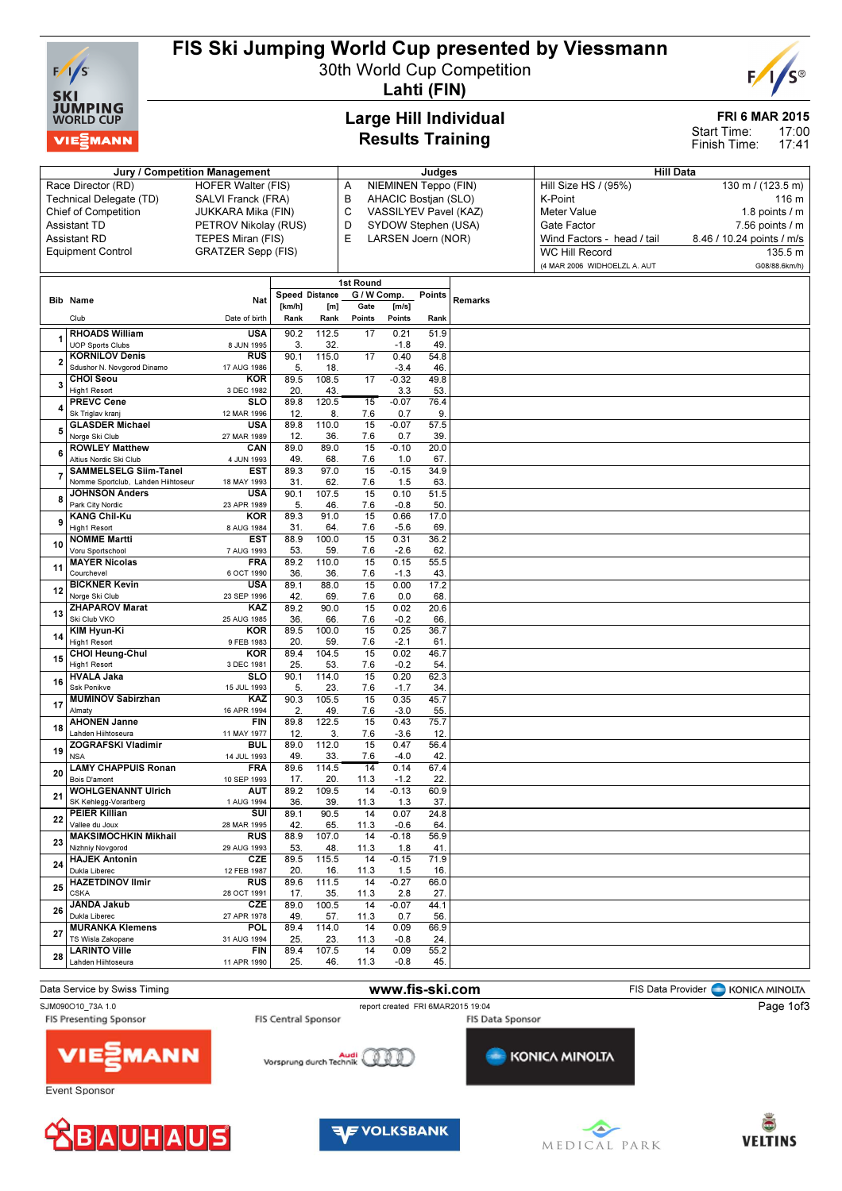# FIS Ski Jumping World Cup presented by Viessmann

30th World Cup Competition

**Lahti (FIN)**

## Large Hill Individual
## Results Training

FRI 6 MAR 2015

Start Time: 17:00
Finish Time: 17:41

| Jury / Competition Management | | Judges | | Hill Data | |
|---|---|---|---|---|---|
| Race Director (RD) | HOFER Walter (FIS) | A | NIEMINEN Teppo (FIN) | Hill Size HS / (95%) | 130 m / (123.5 m) |
| Technical Delegate (TD) | SALVI Franck (FRA) | B | AHACIC Bostjan (SLO) | K-Point | 116 m |
| Chief of Competition | JUKKARA Mika (FIN) | C | VASSILYEV Pavel (KAZ) | Meter Value | 1.8 points / m |
| Assistant TD | PETROV Nikolay (RUS) | D | SYDOW Stephen (USA) | Gate Factor | 7.56 points / m |
| Assistant RD | TEPES Miran (FIS) | E | LARSEN Joern (NOR) | Wind Factors - head / tail | 8.46 / 10.24 points / m/s |
| Equipment Control | GRATZER Sepp (FIS) | | | WC Hill Record | 135.5 m |
| | | | | (4 MAR 2006 WIDHOELZL A. AUT | G08/88.6km/h) |

| Bib | Name / Club | Nat / Date of birth | Speed [km/h] / Rank | Distance [m] / Rank | Gate / Points | W Comp. [m/s] / Points | Points / Rank | Remarks |
|---|---|---|---|---|---|---|---|---|
| 1 | RHOADS William / UOP Sports Clubs | USA / 8 JUN 1995 | 90.2 / 3. | 112.5 / 32. | 17 | 0.21 / -1.8 | 51.9 / 49. | |
| 2 | KORNILOV Denis / Sdushor N. Novgorod Dinamo | RUS / 17 AUG 1986 | 90.1 / 5. | 115.0 / 18. | 17 | 0.40 / -3.4 | 54.8 / 46. | |
| 3 | CHOI Seou / High1 Resort | KOR / 3 DEC 1982 | 89.5 / 20. | 108.5 / 43. | 17 | -0.32 / 3.3 | 49.8 / 53. | |
| 4 | PREVC Cene / Sk Triglav kranj | SLO / 12 MAR 1996 | 89.8 / 12. | 120.5 / 8. | 15 / 7.6 | -0.07 / 0.7 | 76.4 / 9. | |
| 5 | GLASDER Michael / Norge Ski Club | USA / 27 MAR 1989 | 89.8 / 12. | 110.0 / 36. | 15 / 7.6 | -0.07 / 0.7 | 57.5 / 39. | |
| 6 | ROWLEY Matthew / Altius Nordic Ski Club | CAN / 4 JUN 1993 | 89.0 / 49. | 89.0 / 68. | 15 / 7.6 | -0.10 / 1.0 | 20.0 / 67. | |
| 7 | SAMMELSELG Siim-Tanel / Nomme Sportclub, Lahden Hiihtoseur | EST / 18 MAY 1993 | 89.3 / 31. | 97.0 / 62. | 15 / 7.6 | -0.15 / 1.5 | 34.9 / 63. | |
| 8 | JOHNSON Anders / Park City Nordic | USA / 23 APR 1989 | 90.1 / 5. | 107.5 / 46. | 15 / 7.6 | 0.10 / -0.8 | 51.5 / 50. | |
| 9 | KANG Chil-Ku / High1 Resort | KOR / 8 AUG 1984 | 89.3 / 31. | 91.0 / 64. | 15 / 7.6 | 0.66 / -5.6 | 17.0 / 69. | |
| 10 | NOMME Martti / Voru Sportschool | EST / 7 AUG 1993 | 88.9 / 53. | 100.0 / 59. | 15 / 7.6 | 0.31 / -2.6 | 36.2 / 62. | |
| 11 | MAYER Nicolas / Courchevel | FRA / 6 OCT 1990 | 89.2 / 36. | 110.0 / 36. | 15 / 7.6 | 0.15 / -1.3 | 55.5 / 43. | |
| 12 | BICKNER Kevin / Norge Ski Club | USA / 23 SEP 1996 | 89.1 / 42. | 88.0 / 69. | 15 / 7.6 | 0.00 / 0.0 | 17.2 / 68. | |
| 13 | ZHAPAROV Marat / Ski Club VKO | KAZ / 25 AUG 1985 | 89.2 / 36. | 90.0 / 66. | 15 / 7.6 | 0.02 / -0.2 | 20.6 / 66. | |
| 14 | KIM Hyun-Ki / High1 Resort | KOR / 9 FEB 1983 | 89.5 / 20. | 100.0 / 59. | 15 / 7.6 | 0.25 / -2.1 | 36.7 / 61. | |
| 15 | CHOI Heung-Chul / High1 Resort | KOR / 3 DEC 1981 | 89.4 / 25. | 104.5 / 53. | 15 / 7.6 | 0.02 / -0.2 | 46.7 / 54. | |
| 16 | HVALA Jaka / Ssk Ponikve | SLO / 15 JUL 1993 | 90.1 / 5. | 114.0 / 23. | 15 / 7.6 | 0.20 / -1.7 | 62.3 / 34. | |
| 17 | MUMINOV Sabirzhan / Almaty | KAZ / 16 APR 1994 | 90.3 / 2. | 105.5 / 49. | 15 / 7.6 | 0.35 / -3.0 | 45.7 / 55. | |
| 18 | AHONEN Janne / Lahden Hiihtoseura | FIN / 11 MAY 1977 | 89.8 / 12. | 122.5 / 3. | 15 / 7.6 | 0.43 / -3.6 | 75.7 / 12. | |
| 19 | ZOGRAFSKI Vladimir / NSA | BUL / 14 JUL 1993 | 89.0 / 49. | 112.0 / 33. | 15 / 7.6 | 0.47 / -4.0 | 56.4 / 42. | |
| 20 | LAMY CHAPPUIS Ronan / Bois D'amont | FRA / 10 SEP 1993 | 89.6 / 17. | 114.5 / 20. | 14 / 11.3 | 0.14 / -1.2 | 67.4 / 22. | |
| 21 | WOHLGENANNT Ulrich / SK Kehlegg-Vorarlberg | AUT / 1 AUG 1994 | 89.2 / 36. | 109.5 / 39. | 14 / 11.3 | -0.13 / 1.3 | 60.9 / 37. | |
| 22 | PEIER Killian / Vallee du Joux | SUI / 28 MAR 1995 | 89.1 / 42. | 90.5 / 65. | 14 / 11.3 | 0.07 / -0.6 | 24.8 / 64. | |
| 23 | MAKSIMOCHKIN Mikhail / Nizhniy Novgorod | RUS / 29 AUG 1993 | 88.9 / 53. | 107.0 / 48. | 14 / 11.3 | -0.18 / 1.8 | 56.9 / 41. | |
| 24 | HAJEK Antonin / Dukla Liberec | CZE / 12 FEB 1987 | 89.5 / 20. | 115.5 / 16. | 14 / 11.3 | -0.15 / 1.5 | 71.9 / 16. | |
| 25 | HAZETDINOV Ilmir / CSKA | RUS / 28 OCT 1991 | 89.6 / 17. | 111.5 / 35. | 14 / 11.3 | -0.27 / 2.8 | 66.0 / 27. | |
| 26 | JANDA Jakub / Dukla Liberec | CZE / 27 APR 1978 | 89.0 / 49. | 100.5 / 57. | 14 / 11.3 | -0.07 / 0.7 | 44.1 / 56. | |
| 27 | MURANKA Klemens / TS Wisla Zakopane | POL / 31 AUG 1994 | 89.4 / 25. | 114.0 / 23. | 14 / 11.3 | 0.09 / -0.8 | 66.9 / 24. | |
| 28 | LARINTO Ville / Lahden Hiihtoseura | FIN / 11 APR 1990 | 89.4 / 25. | 107.5 / 46. | 14 / 11.3 | 0.09 / -0.8 | 55.2 / 45. | |

Data Service by Swiss Timing — www.fis-ski.com — FIS Data Provider KONICA MINOLTA

SJM090O10_73A 1.0 — report created FRI 6MAR2015 19:04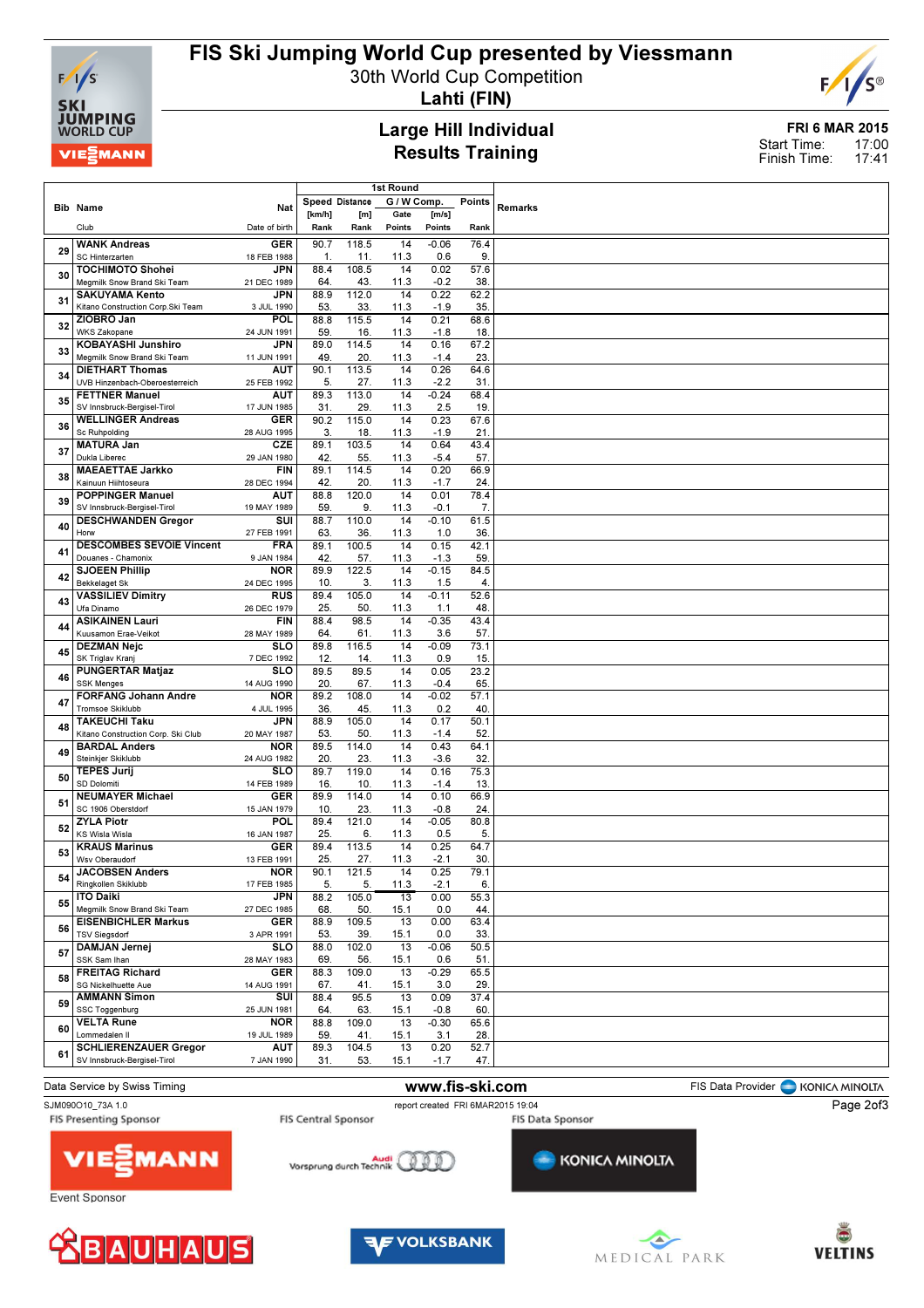# FIS Ski Jumping World Cup presented by Viessmann

30th World Cup Competition

**Lahti (FIN)**

## Large Hill Individual
## Results Training

**FRI 6 MAR 2015**

Start Time: 17:00
Finish Time: 17:41

| Bib | Name / Club | Nat / Date of birth | Speed [km/h] / Rank | Distance [m] / Rank | Gate / Points | W Comp. [m/s] / Points | Points / Rank | Remarks |
|---|---|---|---|---|---|---|---|---|
| 29 | WANK Andreas / SC Hinterzarten | GER / 18 FEB 1988 | 90.7 / 1. | 118.5 / 11. | 14 / 11.3 | -0.06 / 0.6 | 76.4 / 9. | |
| 30 | TOCHIMOTO Shohei / Megmilk Snow Brand Ski Team | JPN / 21 DEC 1989 | 88.4 / 64. | 108.5 / 43. | 14 / 11.3 | 0.02 / -0.2 | 57.6 / 38. | |
| 31 | SAKUYAMA Kento / Kitano Construction Corp.Ski Team | JPN / 3 JUL 1990 | 88.9 / 53. | 112.0 / 33. | 14 / 11.3 | 0.22 / -1.9 | 62.2 / 35. | |
| 32 | ZIOBRO Jan / WKS Zakopane | POL / 24 JUN 1991 | 88.8 / 59. | 115.5 / 16. | 14 / 11.3 | 0.21 / -1.8 | 68.6 / 18. | |
| 33 | KOBAYASHI Junshiro / Megmilk Snow Brand Ski Team | JPN / 11 JUN 1991 | 89.0 / 49. | 114.5 / 20. | 14 / 11.3 | 0.16 / -1.4 | 67.2 / 23. | |
| 34 | DIETHART Thomas / UVB Hinzenbach-Oberoesterreich | AUT / 25 FEB 1992 | 90.1 / 5. | 113.5 / 27. | 14 / 11.3 | 0.26 / -2.2 | 64.6 / 31. | |
| 35 | FETTNER Manuel / SV Innsbruck-Bergisel-Tirol | AUT / 17 JUN 1985 | 89.3 / 31. | 113.0 / 29. | 14 / 11.3 | -0.24 / 2.5 | 68.4 / 19. | |
| 36 | WELLINGER Andreas / Sc Ruhpolding | GER / 28 AUG 1995 | 90.2 / 3. | 115.0 / 18. | 14 / 11.3 | 0.23 / -1.9 | 67.6 / 21. | |
| 37 | MATURA Jan / Dukla Liberec | CZE / 29 JAN 1980 | 89.1 / 42. | 103.5 / 55. | 14 / 11.3 | 0.64 / -5.4 | 43.4 / 57. | |
| 38 | MAEAETTAE Jarkko / Kainuun Hiihtoseura | FIN / 28 DEC 1994 | 89.1 / 42. | 114.5 / 20. | 14 / 11.3 | 0.20 / -1.7 | 66.9 / 24. | |
| 39 | POPPINGER Manuel / SV Innsbruck-Bergisel-Tirol | AUT / 19 MAY 1989 | 88.8 / 59. | 120.0 / 9. | 14 / 11.3 | 0.01 / -0.1 | 78.4 / 7. | |
| 40 | DESCHWANDEN Gregor / Horw | SUI / 27 FEB 1991 | 88.7 / 63. | 110.0 / 36. | 14 / 11.3 | -0.10 / 1.0 | 61.5 / 36. | |
| 41 | DESCOMBES SEVOIE Vincent / Douanes - Chamonix | FRA / 9 JAN 1984 | 89.1 / 42. | 100.5 / 57. | 14 / 11.3 | 0.15 / -1.3 | 42.1 / 59. | |
| 42 | SJOEEN Phillip / Bekkelaget Sk | NOR / 24 DEC 1995 | 89.9 / 10. | 122.5 / 3. | 14 / 11.3 | -0.15 / 1.5 | 84.5 / 4. | |
| 43 | VASSILIEV Dimitry / Ufa Dinamo | RUS / 26 DEC 1979 | 89.4 / 25. | 105.0 / 50. | 14 / 11.3 | -0.11 / 1.1 | 52.6 / 48. | |
| 44 | ASIKAINEN Lauri / Kuusamon Erae-Veikot | FIN / 28 MAY 1989 | 88.4 / 64. | 98.5 / 61. | 14 / 11.3 | -0.35 / 3.6 | 43.4 / 57. | |
| 45 | DEZMAN Nejc / SK Triglav Kranj | SLO / 7 DEC 1992 | 89.8 / 12. | 116.5 / 14. | 14 / 11.3 | -0.09 / 0.9 | 73.1 / 15. | |
| 46 | PUNGERTAR Matjaz / SSK Menges | SLO / 14 AUG 1990 | 89.5 / 20. | 89.5 / 67. | 14 / 11.3 | 0.05 / -0.4 | 23.2 / 65. | |
| 47 | FORFANG Johann Andre / Tromsoe Skiklubb | NOR / 4 JUL 1995 | 89.2 / 36. | 108.0 / 45. | 14 / 11.3 | -0.02 / 0.2 | 57.1 / 40. | |
| 48 | TAKEUCHI Taku / Kitano Construction Corp. Ski Club | JPN / 20 MAY 1987 | 88.9 / 53. | 105.0 / 50. | 14 / 11.3 | 0.17 / -1.4 | 50.1 / 52. | |
| 49 | BARDAL Anders / Steinkjer Skiklubb | NOR / 24 AUG 1982 | 89.5 / 20. | 114.0 / 23. | 14 / 11.3 | 0.43 / -3.6 | 64.1 / 32. | |
| 50 | TEPES Jurij / SD Dolomiti | SLO / 14 FEB 1989 | 89.7 / 16. | 119.0 / 10. | 14 / 11.3 | 0.16 / -1.4 | 75.3 / 13. | |
| 51 | NEUMAYER Michael / SC 1906 Oberstdorf | GER / 15 JAN 1979 | 89.9 / 10. | 114.0 / 23. | 14 / 11.3 | 0.10 / -0.8 | 66.9 / 24. | |
| 52 | ZYLA Piotr / KS Wisla Wisla | POL / 16 JAN 1987 | 89.4 / 25. | 121.0 / 6. | 14 / 11.3 | -0.05 / 0.5 | 80.8 / 5. | |
| 53 | KRAUS Marinus / Wsv Oberaudorf | GER / 13 FEB 1991 | 89.4 / 25. | 113.5 / 27. | 14 / 11.3 | 0.25 / -2.1 | 64.7 / 30. | |
| 54 | JACOBSEN Anders / Ringkollen Skiklubb | NOR / 17 FEB 1985 | 90.1 / 5. | 121.5 / 5. | 14 / 11.3 | 0.25 / -2.1 | 79.1 / 6. | |
| 55 | ITO Daiki / Megmilk Snow Brand Ski Team | JPN / 27 DEC 1985 | 88.2 / 68. | 105.0 / 50. | 13 / 15.1 | 0.00 / 0.0 | 55.3 / 44. | |
| 56 | EISENBICHLER Markus / TSV Siegsdorf | GER / 3 APR 1991 | 88.9 / 53. | 109.5 / 39. | 13 / 15.1 | 0.00 / 0.0 | 63.4 / 33. | |
| 57 | DAMJAN Jernej / SSK Sam Ihan | SLO / 28 MAY 1983 | 88.0 / 69. | 102.0 / 56. | 13 / 15.1 | -0.06 / 0.6 | 50.5 / 51. | |
| 58 | FREITAG Richard / SG Nickelhuette Aue | GER / 14 AUG 1991 | 88.3 / 67. | 109.0 / 41. | 13 / 15.1 | -0.29 / 3.0 | 65.5 / 29. | |
| 59 | AMMANN Simon / SSC Toggenburg | SUI / 25 JUN 1981 | 88.4 / 64. | 95.5 / 63. | 13 / 15.1 | 0.09 / -0.8 | 37.4 / 60. | |
| 60 | VELTA Rune / Lommedalen Il | NOR / 19 JUL 1989 | 88.8 / 59. | 109.0 / 41. | 13 / 15.1 | -0.30 / 3.1 | 65.6 / 28. | |
| 61 | SCHLIERENZAUER Gregor / SV Innsbruck-Bergisel-Tirol | AUT / 7 JAN 1990 | 89.3 / 31. | 104.5 / 53. | 13 / 15.1 | 0.20 / -1.7 | 52.7 / 47. | |

Data Service by Swiss Timing — www.fis-ski.com — FIS Data Provider KONICA MINOLTA

SJM090O10_73A 1.0 — report created FRI 6MAR2015 19:04

FIS Presenting Sponsor: VIESSMANN — FIS Central Sponsor: Audi Vorsprung durch Technik — FIS Data Sponsor: KONICA MINOLTA

Event Sponsor: BAUHAUS, VOLKSBANK, MEDICAL PARK, VELTINS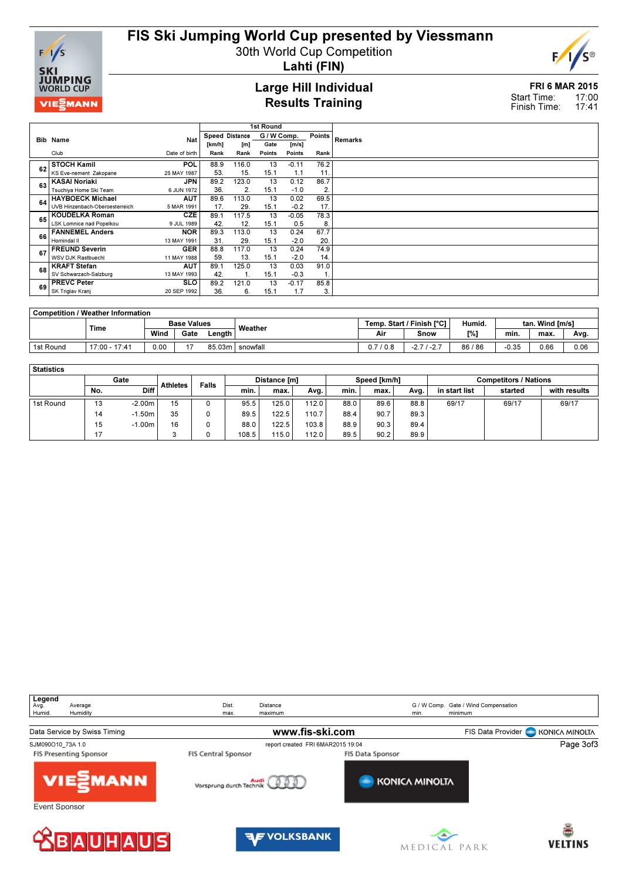# FIS Ski Jumping World Cup presented by Viessmann

30th World Cup Competition

**Lahti (FIN)**

## Large Hill Individual
## Results Training

**FRI 6 MAR 2015**

Start Time: 17:00

Finish Time: 17:41

| Bib | Name / Club | Nat / Date of birth | Speed [km/h] / Rank | Distance [m] / Rank | G / W Comp. Gate / Points | G / W Comp. [m/s] / Points | Points / Rank | Remarks |
|---|---|---|---|---|---|---|---|---|
| 62 | STOCH Kamil / KS Eve-nement Zakopane | POL / 25 MAY 1987 | 88.9 / 53. | 116.0 / 15. | 13 / 15.1 | -0.11 / 1.1 | 76.2 / 11. | |
| 63 | KASAI Noriaki / Tsuchiya Home Ski Team | JPN / 6 JUN 1972 | 89.2 / 36. | 123.0 / 2. | 13 / 15.1 | 0.12 / -1.0 | 86.7 / 2. | |
| 64 | HAYBOECK Michael / UVB Hinzenbach-Oberoesterreich | AUT / 5 MAR 1991 | 89.6 / 17. | 113.0 / 29. | 13 / 15.1 | 0.02 / -0.2 | 69.5 / 17. | |
| 65 | KOUDELKA Roman / LSK Lomnice nad Popelkou | CZE / 9 JUL 1989 | 89.1 / 42. | 117.5 / 12. | 13 / 15.1 | -0.05 / 0.5 | 78.3 / 8. | |
| 66 | FANNEMEL Anders / Hornindal Il | NOR / 13 MAY 1991 | 89.3 / 31. | 113.0 / 29. | 13 / 15.1 | 0.24 / -2.0 | 67.7 / 20. | |
| 67 | FREUND Severin / WSV DJK Rastbuechl | GER / 11 MAY 1988 | 88.8 / 59. | 117.0 / 13. | 13 / 15.1 | 0.24 / -2.0 | 74.9 / 14. | |
| 68 | KRAFT Stefan / SV Schwarzach-Salzburg | AUT / 13 MAY 1993 | 89.1 / 42. | 125.0 / 1. | 13 / 15.1 | 0.03 / -0.3 | 91.0 / 1. | |
| 69 | PREVC Peter / SK Triglav Kranj | SLO / 20 SEP 1992 | 89.2 / 36. | 121.0 / 6. | 13 / 15.1 | -0.17 / 1.7 | 85.8 / 3. | |

### Competition / Weather Information

| | Time | Base Values Wind | Base Values Gate | Base Values Length | Weather | Temp. Start / Finish [°C] Air | Temp. Start / Finish [°C] Snow | Humid. [%] | tan. Wind [m/s] min. | tan. Wind [m/s] max. | tan. Wind [m/s] Avg. |
|---|---|---|---|---|---|---|---|---|---|---|---|
| 1st Round | 17:00 - 17:41 | 0.00 | 17 | 85.03m | snowfall | 0.7 / 0.8 | -2.7 / -2.7 | 86 / 86 | -0.35 | 0.66 | 0.06 |

### Statistics

| | Gate No. | Gate Diff | Athletes | Falls | Distance [m] min. | Distance [m] max. | Distance [m] Avg. | Speed [km/h] min. | Speed [km/h] max. | Speed [km/h] Avg. | Competitors / Nations in start list | started | with results |
|---|---|---|---|---|---|---|---|---|---|---|---|---|---|
| 1st Round | 13 | -2.00m | 15 | 0 | 95.5 | 125.0 | 112.0 | 88.0 | 89.6 | 88.8 | 69/17 | 69/17 | 69/17 |
| | 14 | -1.50m | 35 | 0 | 89.5 | 122.5 | 110.7 | 88.4 | 90.7 | 89.3 | | | |
| | 15 | -1.00m | 16 | 0 | 88.0 | 122.5 | 103.8 | 88.9 | 90.3 | 89.4 | | | |
| | 17 | | 3 | 0 | 108.5 | 115.0 | 112.0 | 89.5 | 90.2 | 89.9 | | | |

**Legend**

| | | | | | |
|---|---|---|---|---|---|
| Avg. | Average | Dist. | Distance | G / W Comp. | Gate / Wind Compensation |
| Humid. | Humidity | max. | maximum | min. | minimum |

Data Service by Swiss Timing — www.fis-ski.com — FIS Data Provider KONICA MINOLTA

SJM090O10_73A 1.0 — report created FRI 6MAR2015 19:04

FIS Presenting Sponsor: VIESSMANN — FIS Central Sponsor: Audi Vorsprung durch Technik — FIS Data Sponsor: KONICA MINOLTA

Event Sponsor: BAUHAUS, VOLKSBANK, MEDICAL PARK, VELTINS